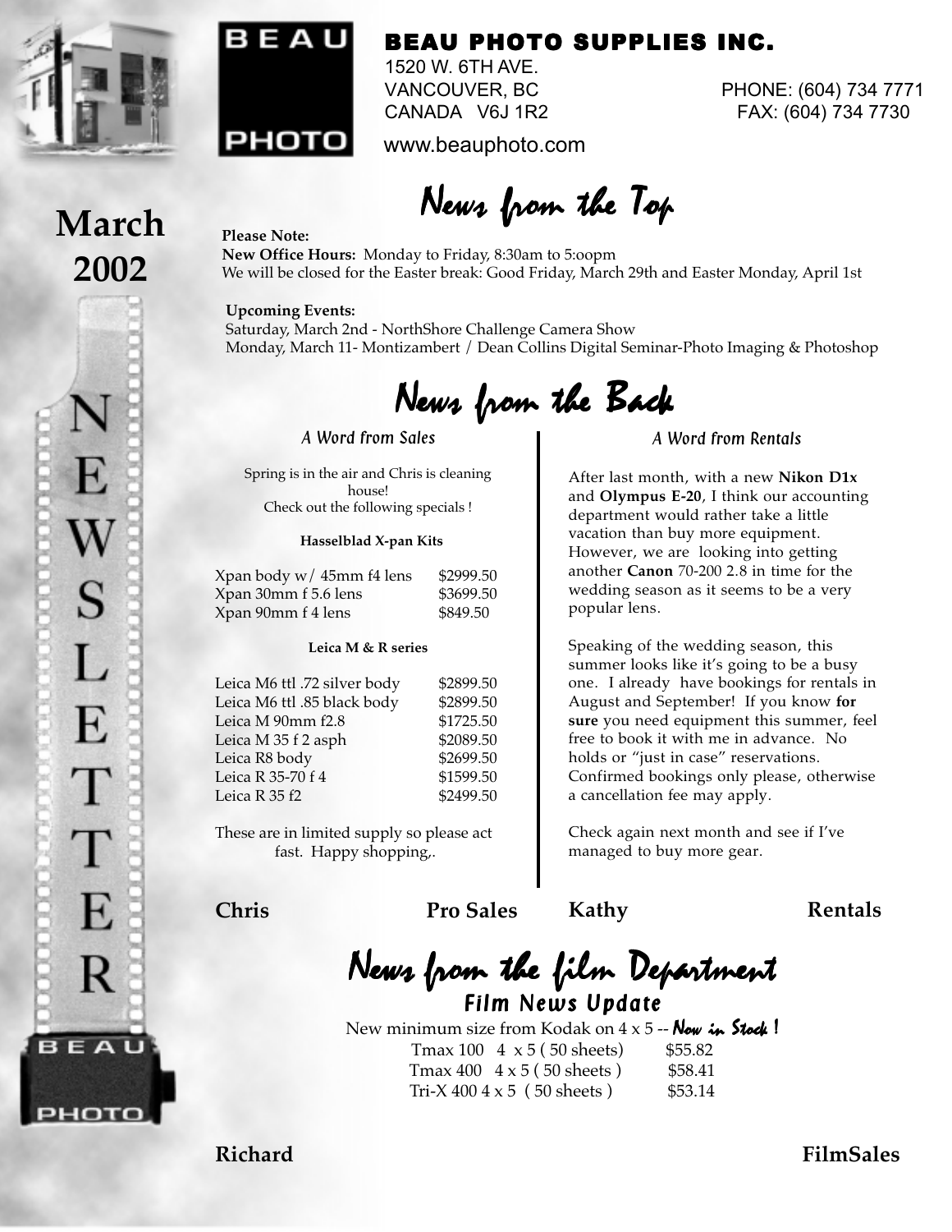# BEAU PHOTO SUPPLIES INC.

1520 W. 6TH AVE.
VANCOUVER, BC
CANADA V6J 1R2

PHONE: (604) 734 7771
FAX: (604) 734 7730

www.beauphoto.com

**March 2002**

NEWSLETTER

## News from the Top

**Please Note:**
**New Office Hours:** Monday to Friday, 8:30am to 5:oopm
We will be closed for the Easter break: Good Friday, March 29th and Easter Monday, April 1st

**Upcoming Events:**
Saturday, March 2nd - NorthShore Challenge Camera Show
Monday, March 11- Montizambert / Dean Collins Digital Seminar-Photo Imaging & Photoshop

## News from the Back

### *A Word from Sales*

Spring is in the air and Chris is cleaning house!
Check out the following specials !

**Hasselblad X-pan Kits**

| | |
|---|---|
| Xpan body w/ 45mm f4 lens | $2999.50 |
| Xpan 30mm f 5.6 lens | $3699.50 |
| Xpan 90mm f 4 lens | $849.50 |

**Leica M & R series**

| | |
|---|---|
| Leica M6 ttl .72 silver body | $2899.50 |
| Leica M6 ttl .85 black body | $2899.50 |
| Leica M 90mm f2.8 | $1725.50 |
| Leica M 35 f 2 asph | $2089.50 |
| Leica R8 body | $2699.50 |
| Leica R 35-70 f 4 | $1599.50 |
| Leica R 35 f2 | $2499.50 |

These are in limited supply so please act fast. Happy shopping,.

**Chris** **Pro Sales**

### *A Word from Rentals*

After last month, with a new **Nikon D1x** and **Olympus E-20**, I think our accounting department would rather take a little vacation than buy more equipment. However, we are looking into getting another **Canon** 70-200 2.8 in time for the wedding season as it seems to be a very popular lens.

Speaking of the wedding season, this summer looks like it's going to be a busy one. I already have bookings for rentals in August and September! If you know **for sure** you need equipment this summer, feel free to book it with me in advance. No holds or "just in case" reservations. Confirmed bookings only please, otherwise a cancellation fee may apply.

Check again next month and see if I've managed to buy more gear.

**Kathy** **Rentals**

## News from the film Department

### *Film News Update*

New minimum size from Kodak on 4 x 5 -- **Now in Stock !**

| | |
|---|---|
| Tmax 100 4 x 5 ( 50 sheets) | $55.82 |
| Tmax 400 4 x 5 ( 50 sheets ) | $58.41 |
| Tri-X 400 4 x 5 ( 50 sheets ) | $53.14 |

**Richard** **FilmSales**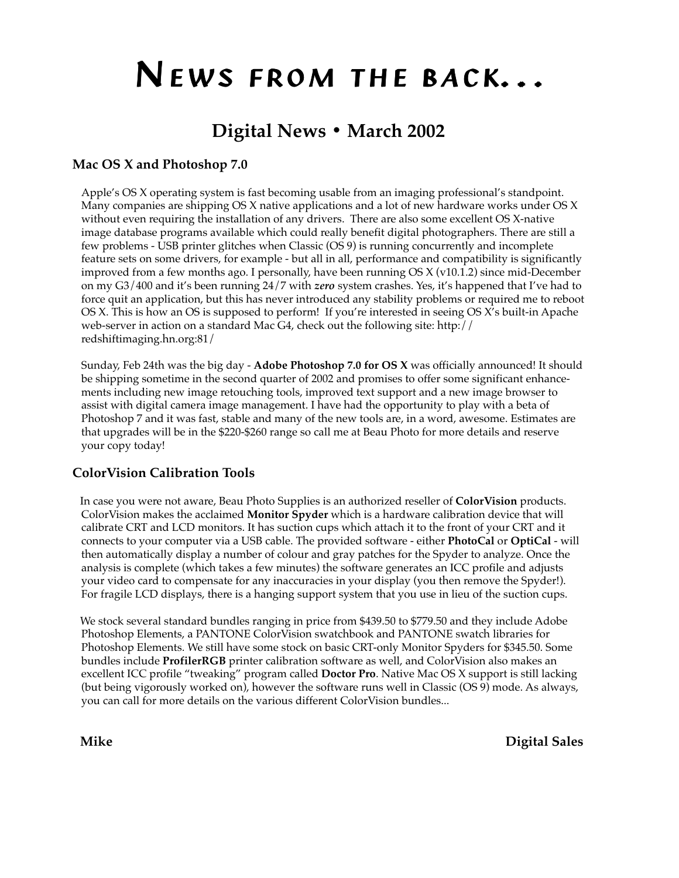# News from the back...

## Digital News • March 2002

### Mac OS X and Photoshop 7.0

Apple's OS X operating system is fast becoming usable from an imaging professional's standpoint. Many companies are shipping OS X native applications and a lot of new hardware works under OS X without even requiring the installation of any drivers. There are also some excellent OS X-native image database programs available which could really benefit digital photographers. There are still a few problems - USB printer glitches when Classic (OS 9) is running concurrently and incomplete feature sets on some drivers, for example - but all in all, performance and compatibility is significantly improved from a few months ago. I personally, have been running OS X (v10.1.2) since mid-December on my G3/400 and it's been running 24/7 with ***zero*** system crashes. Yes, it's happened that I've had to force quit an application, but this has never introduced any stability problems or required me to reboot OS X. This is how an OS is supposed to perform! If you're interested in seeing OS X's built-in Apache web-server in action on a standard Mac G4, check out the following site: http://redshiftimaging.hn.org:81/

Sunday, Feb 24th was the big day - **Adobe Photoshop 7.0 for OS X** was officially announced! It should be shipping sometime in the second quarter of 2002 and promises to offer some significant enhancements including new image retouching tools, improved text support and a new image browser to assist with digital camera image management. I have had the opportunity to play with a beta of Photoshop 7 and it was fast, stable and many of the new tools are, in a word, awesome. Estimates are that upgrades will be in the $220-$260 range so call me at Beau Photo for more details and reserve your copy today!

### ColorVision Calibration Tools

In case you were not aware, Beau Photo Supplies is an authorized reseller of **ColorVision** products. ColorVision makes the acclaimed **Monitor Spyder** which is a hardware calibration device that will calibrate CRT and LCD monitors. It has suction cups which attach it to the front of your CRT and it connects to your computer via a USB cable. The provided software - either **PhotoCal** or **OptiCal** - will then automatically display a number of colour and gray patches for the Spyder to analyze. Once the analysis is complete (which takes a few minutes) the software generates an ICC profile and adjusts your video card to compensate for any inaccuracies in your display (you then remove the Spyder!). For fragile LCD displays, there is a hanging support system that you use in lieu of the suction cups.

We stock several standard bundles ranging in price from $439.50 to $779.50 and they include Adobe Photoshop Elements, a PANTONE ColorVision swatchbook and PANTONE swatch libraries for Photoshop Elements. We still have some stock on basic CRT-only Monitor Spyders for $345.50. Some bundles include **ProfilerRGB** printer calibration software as well, and ColorVision also makes an excellent ICC profile "tweaking" program called **Doctor Pro**. Native Mac OS X support is still lacking (but being vigorously worked on), however the software runs well in Classic (OS 9) mode. As always, you can call for more details on the various different ColorVision bundles...

**Mike** **Digital Sales**